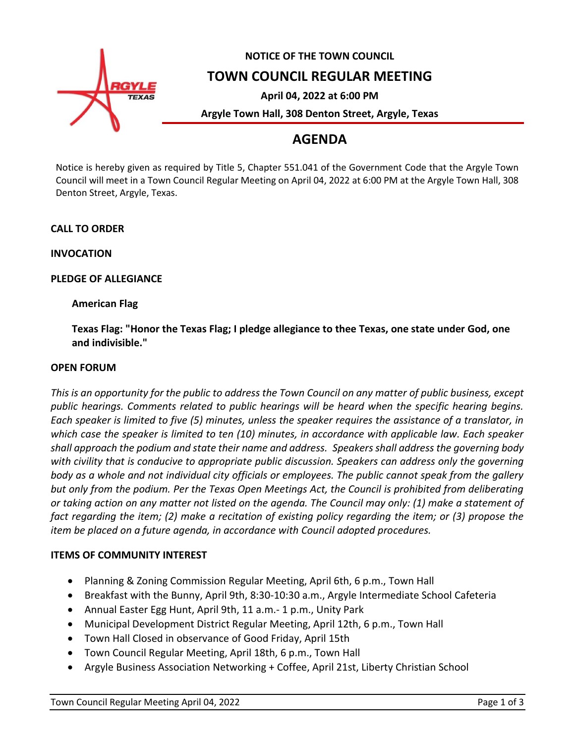**NOTICE OF THE TOWN COUNCIL**

# TOWN COUNCIL REGULAR MEETING

**April 04, 2022 at 6:00 PM**

**Argyle Town Hall, 308 Denton Street, Argyle, Texas**

## AGENDA

Notice is hereby given as required by Title 5, Chapter 551.041 of the Government Code that the Argyle Town Council will meet in a Town Council Regular Meeting on April 04, 2022 at 6:00 PM at the Argyle Town Hall, 308 Denton Street, Argyle, Texas.

**CALL TO ORDER**

**INVOCATION**

**PLEDGE OF ALLEGIANCE**

**American Flag**

**Texas Flag: "Honor the Texas Flag; I pledge allegiance to thee Texas, one state under God, one and indivisible."**

**OPEN FORUM**

*This is an opportunity for the public to address the Town Council on any matter of public business, except public hearings. Comments related to public hearings will be heard when the specific hearing begins. Each speaker is limited to five (5) minutes, unless the speaker requires the assistance of a translator, in which case the speaker is limited to ten (10) minutes, in accordance with applicable law. Each speaker shall approach the podium and state their name and address. Speakers shall address the governing body with civility that is conducive to appropriate public discussion. Speakers can address only the governing body as a whole and not individual city officials or employees. The public cannot speak from the gallery but only from the podium. Per the Texas Open Meetings Act, the Council is prohibited from deliberating or taking action on any matter not listed on the agenda. The Council may only: (1) make a statement of fact regarding the item; (2) make a recitation of existing policy regarding the item; or (3) propose the item be placed on a future agenda, in accordance with Council adopted procedures.*

**ITEMS OF COMMUNITY INTEREST**

- Planning & Zoning Commission Regular Meeting, April 6th, 6 p.m., Town Hall
- Breakfast with the Bunny, April 9th, 8:30-10:30 a.m., Argyle Intermediate School Cafeteria
- Annual Easter Egg Hunt, April 9th, 11 a.m.- 1 p.m., Unity Park
- Municipal Development District Regular Meeting, April 12th, 6 p.m., Town Hall
- Town Hall Closed in observance of Good Friday, April 15th
- Town Council Regular Meeting, April 18th, 6 p.m., Town Hall
- Argyle Business Association Networking + Coffee, April 21st, Liberty Christian School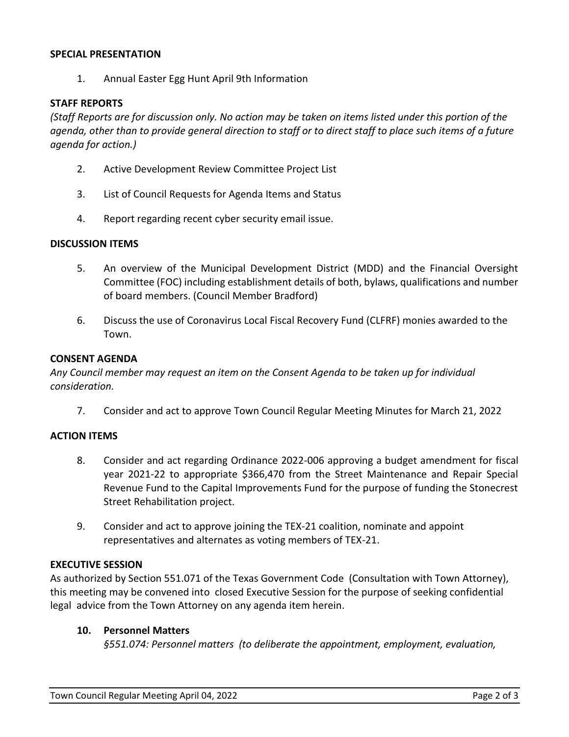**SPECIAL PRESENTATION**

1. Annual Easter Egg Hunt April 9th Information

**STAFF REPORTS**

*(Staff Reports are for discussion only. No action may be taken on items listed under this portion of the agenda, other than to provide general direction to staff or to direct staff to place such items of a future agenda for action.)*

2. Active Development Review Committee Project List

3. List of Council Requests for Agenda Items and Status

4. Report regarding recent cyber security email issue.

**DISCUSSION ITEMS**

5. An overview of the Municipal Development District (MDD) and the Financial Oversight Committee (FOC) including establishment details of both, bylaws, qualifications and number of board members. (Council Member Bradford)

6. Discuss the use of Coronavirus Local Fiscal Recovery Fund (CLFRF) monies awarded to the Town.

**CONSENT AGENDA**

*Any Council member may request an item on the Consent Agenda to be taken up for individual consideration.*

7. Consider and act to approve Town Council Regular Meeting Minutes for March 21, 2022

**ACTION ITEMS**

8. Consider and act regarding Ordinance 2022-006 approving a budget amendment for fiscal year 2021-22 to appropriate $366,470 from the Street Maintenance and Repair Special Revenue Fund to the Capital Improvements Fund for the purpose of funding the Stonecrest Street Rehabilitation project.

9. Consider and act to approve joining the TEX-21 coalition, nominate and appoint representatives and alternates as voting members of TEX-21.

**EXECUTIVE SESSION**

As authorized by Section 551.071 of the Texas Government Code (Consultation with Town Attorney), this meeting may be convened into closed Executive Session for the purpose of seeking confidential legal advice from the Town Attorney on any agenda item herein.

**10. Personnel Matters**

*§551.074: Personnel matters (to deliberate the appointment, employment, evaluation,*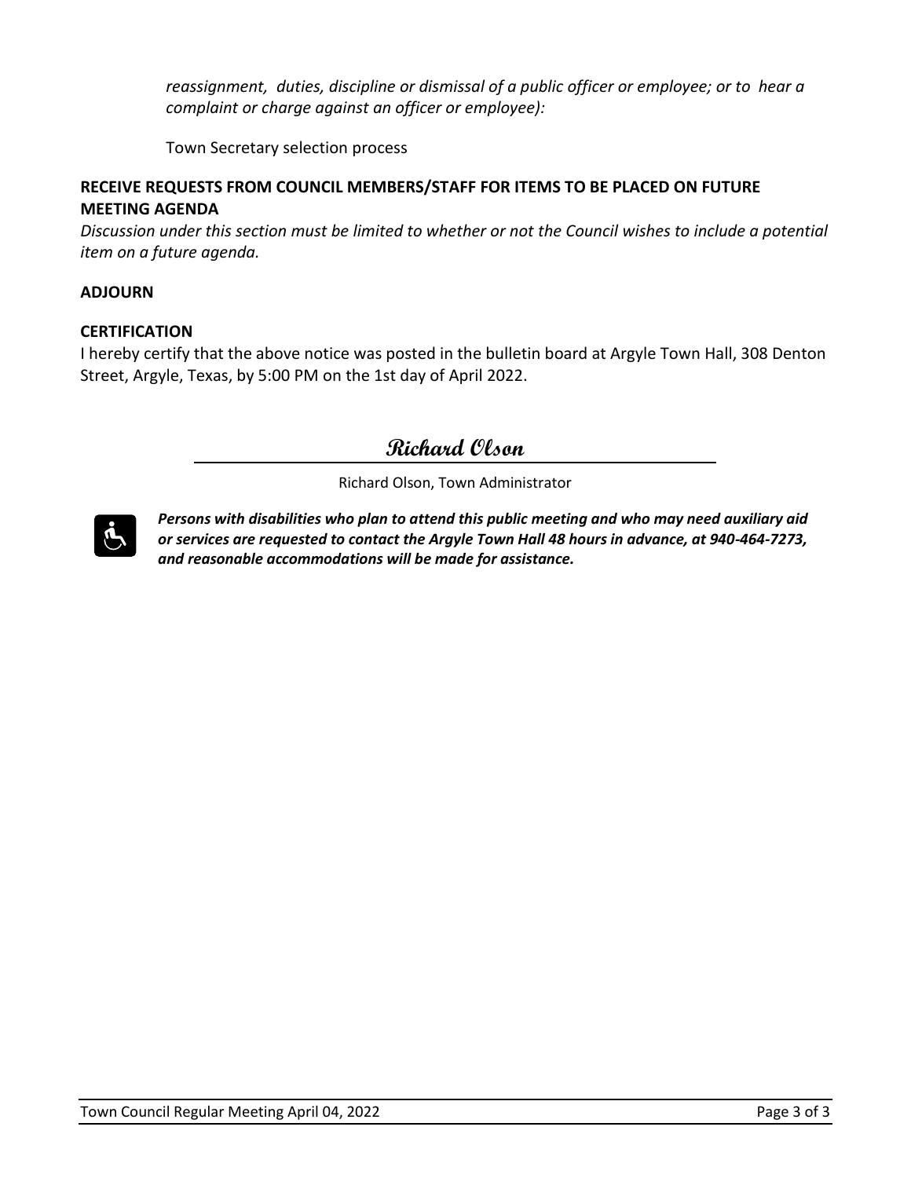*reassignment, duties, discipline or dismissal of a public officer or employee; or to hear a complaint or charge against an officer or employee):*

Town Secretary selection process

**RECEIVE REQUESTS FROM COUNCIL MEMBERS/STAFF FOR ITEMS TO BE PLACED ON FUTURE MEETING AGENDA**

*Discussion under this section must be limited to whether or not the Council wishes to include a potential item on a future agenda.*

**ADJOURN**

**CERTIFICATION**

I hereby certify that the above notice was posted in the bulletin board at Argyle Town Hall, 308 Denton Street, Argyle, Texas, by 5:00 PM on the 1st day of April 2022.

**Richard Olson**

Richard Olson, Town Administrator

***Persons with disabilities who plan to attend this public meeting and who may need auxiliary aid or services are requested to contact the Argyle Town Hall 48 hours in advance, at 940-464-7273, and reasonable accommodations will be made for assistance.***